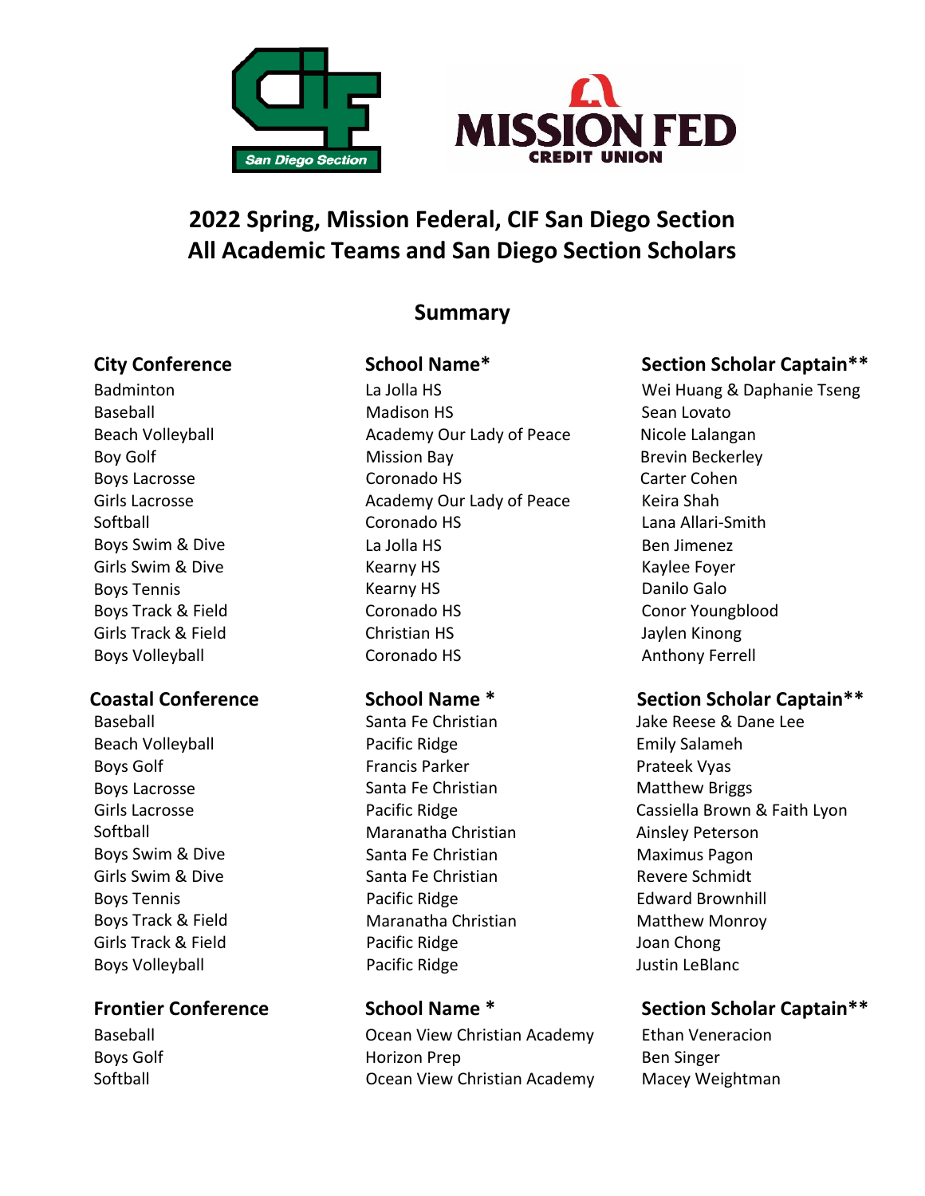# 2022 Spring, Mission Federal, CIF San Diego Section All Academic Teams and San Diego Section Scholars

## Summary

| City Conference | School Name* | Section Scholar Captain** |
|---|---|---|
| Badminton | La Jolla HS | Wei Huang & Daphanie Tseng |
| Baseball | Madison HS | Sean Lovato |
| Beach Volleyball | Academy Our Lady of Peace | Nicole Lalangan |
| Boy Golf | Mission Bay | Brevin Beckerley |
| Boys Lacrosse | Coronado HS | Carter Cohen |
| Girls Lacrosse | Academy Our Lady of Peace | Keira Shah |
| Softball | Coronado HS | Lana Allari-Smith |
| Boys Swim & Dive | La Jolla HS | Ben Jimenez |
| Girls Swim & Dive | Kearny HS | Kaylee Foyer |
| Boys Tennis | Kearny HS | Danilo Galo |
| Boys Track & Field | Coronado HS | Conor Youngblood |
| Girls Track & Field | Christian HS | Jaylen Kinong |
| Boys Volleyball | Coronado HS | Anthony Ferrell |

| Coastal Conference | School Name * | Section Scholar Captain** |
|---|---|---|
| Baseball | Santa Fe Christian | Jake Reese & Dane Lee |
| Beach Volleyball | Pacific Ridge | Emily Salameh |
| Boys Golf | Francis Parker | Prateek Vyas |
| Boys Lacrosse | Santa Fe Christian | Matthew Briggs |
| Girls Lacrosse | Pacific Ridge | Cassiella Brown & Faith Lyon |
| Softball | Maranatha Christian | Ainsley Peterson |
| Boys Swim & Dive | Santa Fe Christian | Maximus Pagon |
| Girls Swim & Dive | Santa Fe Christian | Revere Schmidt |
| Boys Tennis | Pacific Ridge | Edward Brownhill |
| Boys Track & Field | Maranatha Christian | Matthew Monroy |
| Girls Track & Field | Pacific Ridge | Joan Chong |
| Boys Volleyball | Pacific Ridge | Justin LeBlanc |

| Frontier Conference | School Name * | Section Scholar Captain** |
|---|---|---|
| Baseball | Ocean View Christian Academy | Ethan Veneracion |
| Boys Golf | Horizon Prep | Ben Singer |
| Softball | Ocean View Christian Academy | Macey Weightman |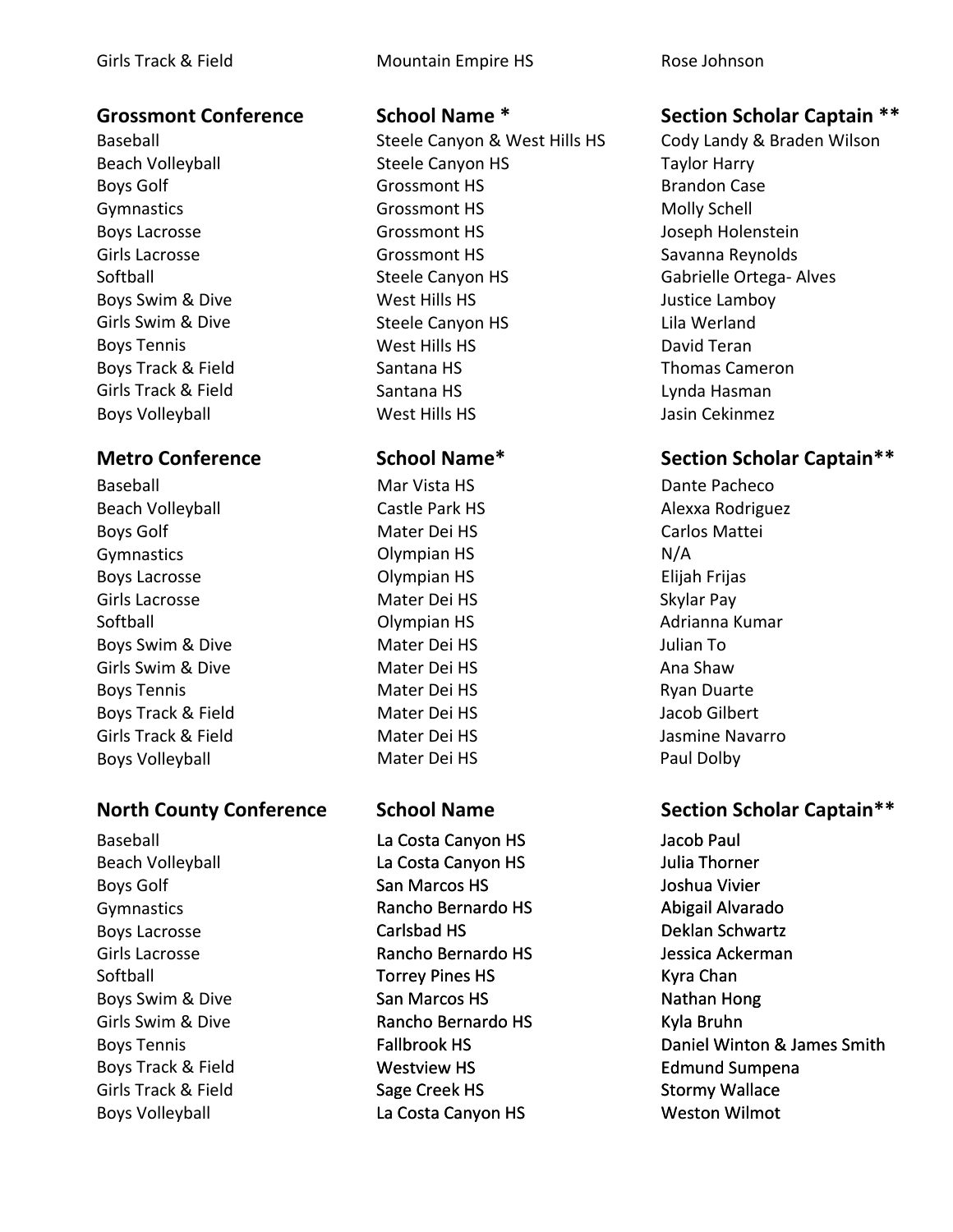| Girls Track & Field | Mountain Empire HS | Rose Johnson |
|---|---|---|

| **Grossmont Conference** | **School Name *** | **Section Scholar Captain **** |
|---|---|---|
| Baseball | Steele Canyon & West Hills HS | Cody Landy & Braden Wilson |
| Beach Volleyball | Steele Canyon HS | Taylor Harry |
| Boys Golf | Grossmont HS | Brandon Case |
| Gymnastics | Grossmont HS | Molly Schell |
| Boys Lacrosse | Grossmont HS | Joseph Holenstein |
| Girls Lacrosse | Grossmont HS | Savanna Reynolds |
| Softball | Steele Canyon HS | Gabrielle Ortega- Alves |
| Boys Swim & Dive | West Hills HS | Justice Lamboy |
| Girls Swim & Dive | Steele Canyon HS | Lila Werland |
| Boys Tennis | West Hills HS | David Teran |
| Boys Track & Field | Santana HS | Thomas Cameron |
| Girls Track & Field | Santana HS | Lynda Hasman |
| Boys Volleyball | West Hills HS | Jasin Cekinmez |

| **Metro Conference** | **School Name*** | **Section Scholar Captain**** |
|---|---|---|
| Baseball | Mar Vista HS | Dante Pacheco |
| Beach Volleyball | Castle Park HS | Alexxa Rodriguez |
| Boys Golf | Mater Dei HS | Carlos Mattei |
| Gymnastics | Olympian HS | N/A |
| Boys Lacrosse | Olympian HS | Elijah Frijas |
| Girls Lacrosse | Mater Dei HS | Skylar Pay |
| Softball | Olympian HS | Adrianna Kumar |
| Boys Swim & Dive | Mater Dei HS | Julian To |
| Girls Swim & Dive | Mater Dei HS | Ana Shaw |
| Boys Tennis | Mater Dei HS | Ryan Duarte |
| Boys Track & Field | Mater Dei HS | Jacob Gilbert |
| Girls Track & Field | Mater Dei HS | Jasmine Navarro |
| Boys Volleyball | Mater Dei HS | Paul Dolby |

| **North County Conference** | **School Name** | **Section Scholar Captain**** |
|---|---|---|
| Baseball | La Costa Canyon HS | Jacob Paul |
| Beach Volleyball | La Costa Canyon HS | Julia Thorner |
| Boys Golf | San Marcos HS | Joshua Vivier |
| Gymnastics | Rancho Bernardo HS | Abigail Alvarado |
| Boys Lacrosse | Carlsbad HS | Deklan Schwartz |
| Girls Lacrosse | Rancho Bernardo HS | Jessica Ackerman |
| Softball | Torrey Pines HS | Kyra Chan |
| Boys Swim & Dive | San Marcos HS | Nathan Hong |
| Girls Swim & Dive | Rancho Bernardo HS | Kyla Bruhn |
| Boys Tennis | Fallbrook HS | Daniel Winton & James Smith |
| Boys Track & Field | Westview HS | Edmund Sumpena |
| Girls Track & Field | Sage Creek HS | Stormy Wallace |
| Boys Volleyball | La Costa Canyon HS | Weston Wilmot |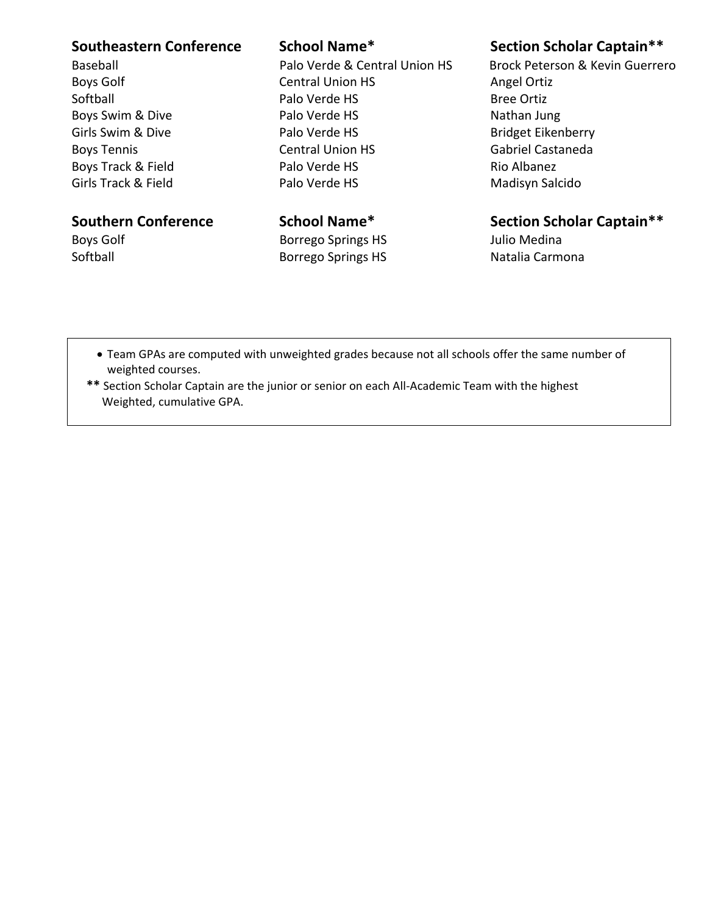| Southeastern Conference | School Name* | Section Scholar Captain** |
| --- | --- | --- |
| Baseball | Palo Verde & Central Union HS | Brock Peterson & Kevin Guerrero |
| Boys Golf | Central Union HS | Angel Ortiz |
| Softball | Palo Verde HS | Bree Ortiz |
| Boys Swim & Dive | Palo Verde HS | Nathan Jung |
| Girls Swim & Dive | Palo Verde HS | Bridget Eikenberry |
| Boys Tennis | Central Union HS | Gabriel Castaneda |
| Boys Track & Field | Palo Verde HS | Rio Albanez |
| Girls Track & Field | Palo Verde HS | Madisyn Salcido |

| Southern Conference | School Name* | Section Scholar Captain** |
| --- | --- | --- |
| Boys Golf | Borrego Springs HS | Julio Medina |
| Softball | Borrego Springs HS | Natalia Carmona |

- Team GPAs are computed with unweighted grades because not all schools offer the same number of weighted courses.

** Section Scholar Captain are the junior or senior on each All-Academic Team with the highest Weighted, cumulative GPA.